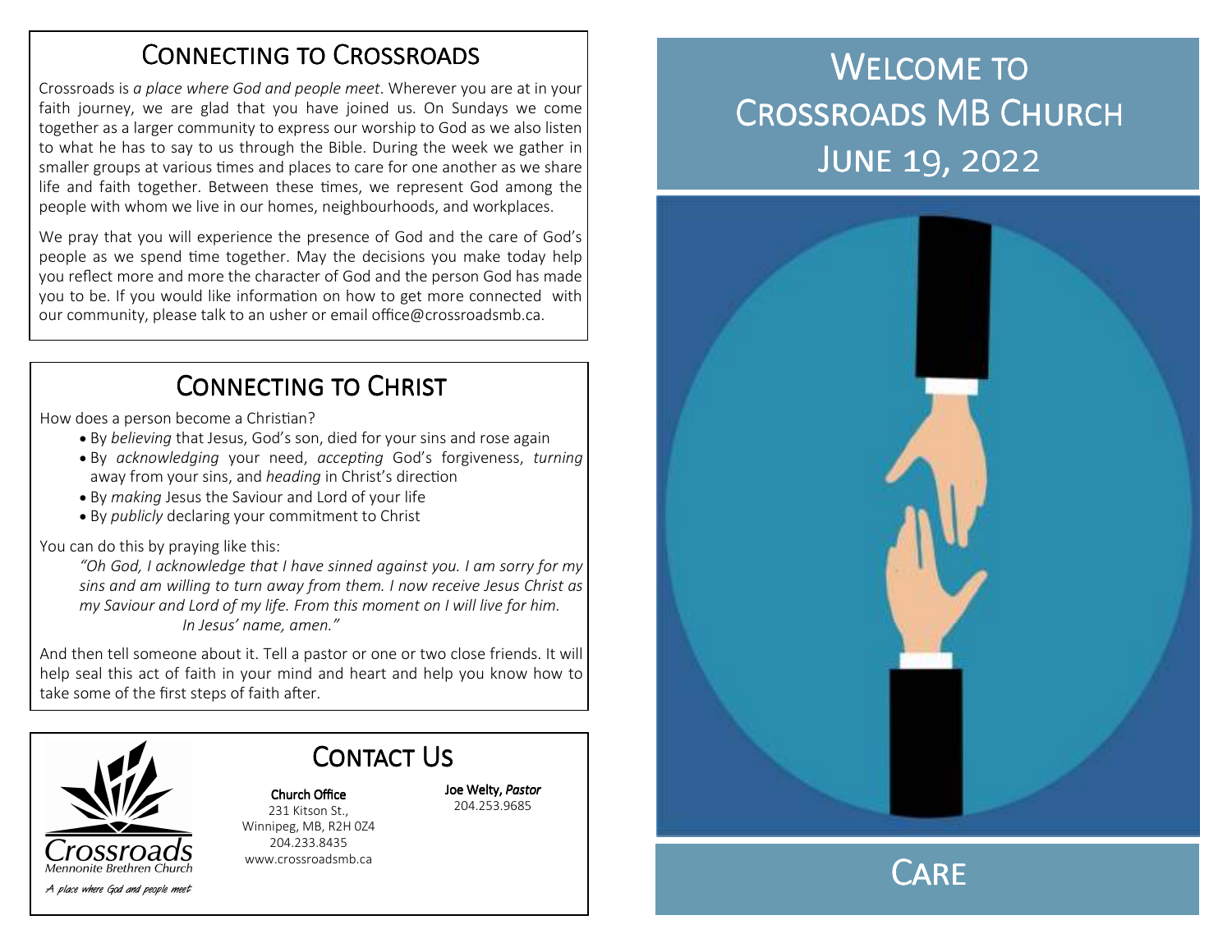## Connecting to Crossroads

Crossroads is *a place where God and people meet*. Wherever you are at in your faith journey, we are glad that you have joined us. On Sundays we come together as a larger community to express our worship to God as we also listen to what he has to say to us through the Bible. During the week we gather in smaller groups at various times and places to care for one another as we share life and faith together. Between these times, we represent God among the people with whom we live in our homes, neighbourhoods, and workplaces.

We pray that you will experience the presence of God and the care of God's people as we spend time together. May the decisions you make today help you reflect more and more the character of God and the person God has made you to be. If you would like information on how to get more connected with our community, please talk to an usher or email office@crossroadsmb.ca.

## Connecting to Christ

How does a person become a Christian?

- By *believing* that Jesus, God's son, died for your sins and rose again
- By *acknowledging* your need, *accepting* God's forgiveness, *turning* away from your sins, and *heading* in Christ's direction
- By *making* Jesus the Saviour and Lord of your life
- By *publicly* declaring your commitment to Christ

You can do this by praying like this:

> *"Oh God, I acknowledge that I have sinned against you. I am sorry for my sins and am willing to turn away from them. I now receive Jesus Christ as my Saviour and Lord of my life. From this moment on I will live for him. In Jesus' name, amen."*

And then tell someone about it. Tell a pastor or one or two close friends. It will help seal this act of faith in your mind and heart and help you know how to take some of the first steps of faith after.

## Contact Us

Crossroads
Mennonite Brethren Church
*A place where God and people meet*

**Church Office**
231 Kitson St.,
Winnipeg, MB, R2H 0Z4
204.233.8435
www.crossroadsmb.ca

**Joe Welty, *Pastor***
204.253.9685

# Welcome to Crossroads MB Church
# June 19, 2022

## Care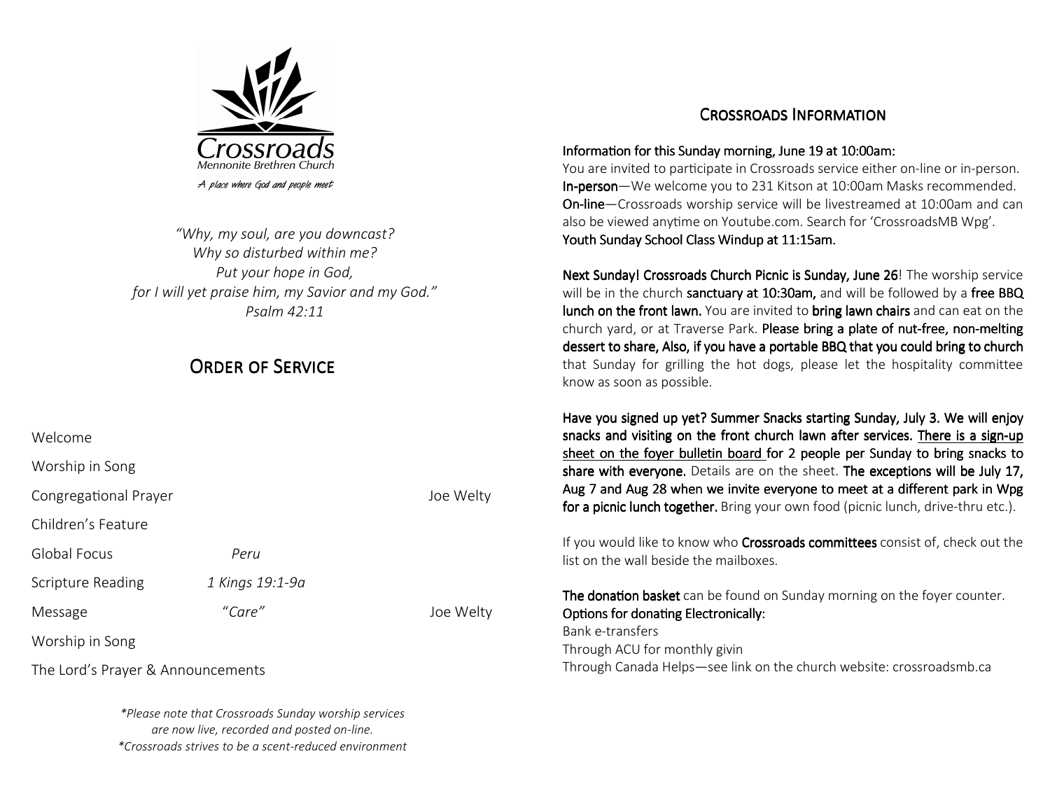Crossroads
Mennonite Brethren Church
*A place where God and people meet*

*"Why, my soul, are you downcast?*
*Why so disturbed within me?*
*Put your hope in God,*
*for I will yet praise him, my Savior and my God."*
*Psalm 42:11*

## Order of Service

| | | |
|---|---|---|
| Welcome | | |
| Worship in Song | | |
| Congregational Prayer | | Joe Welty |
| Children's Feature | | |
| Global Focus | *Peru* | |
| Scripture Reading | *1 Kings 19:1-9a* | |
| Message | *"Care"* | Joe Welty |
| Worship in Song | | |
| The Lord's Prayer & Announcements | | |

*\*Please note that Crossroads Sunday worship services are now live, recorded and posted on-line.*
*\*Crossroads strives to be a scent-reduced environment*

## Crossroads Information

**Information for this Sunday morning, June 19 at 10:00am:**
You are invited to participate in Crossroads service either on-line or in-person.
**In-person**—We welcome you to 231 Kitson at 10:00am Masks recommended.
**On-line**—Crossroads worship service will be livestreamed at 10:00am and can also be viewed anytime on Youtube.com. Search for 'CrossroadsMB Wpg'.
**Youth Sunday School Class Windup at 11:15am.**

**Next Sunday! Crossroads Church Picnic is Sunday, June 26**! The worship service will be in the church **sanctuary at 10:30am,** and will be followed by a **free BBQ lunch on the front lawn.** You are invited to **bring lawn chairs** and can eat on the church yard, or at Traverse Park. **Please bring a plate of nut-free, non-melting dessert to share, Also, if you have a portable BBQ that you could bring to church** that Sunday for grilling the hot dogs, please let the hospitality committee know as soon as possible.

**Have you signed up yet? Summer Snacks starting Sunday, July 3. We will enjoy snacks and visiting on the front church lawn after services. <u>There is a sign-up sheet on the foyer bulletin board</u> for 2 people per Sunday to bring snacks to share with everyone.** Details are on the sheet. **The exceptions will be July 17, Aug 7 and Aug 28 when we invite everyone to meet at a different park in Wpg for a picnic lunch together.** Bring your own food (picnic lunch, drive-thru etc.).

If you would like to know who **Crossroads committees** consist of, check out the list on the wall beside the mailboxes.

**The donation basket** can be found on Sunday morning on the foyer counter.
**Options for donating Electronically:**
Bank e-transfers
Through ACU for monthly givin
Through Canada Helps—see link on the church website: crossroadsmb.ca